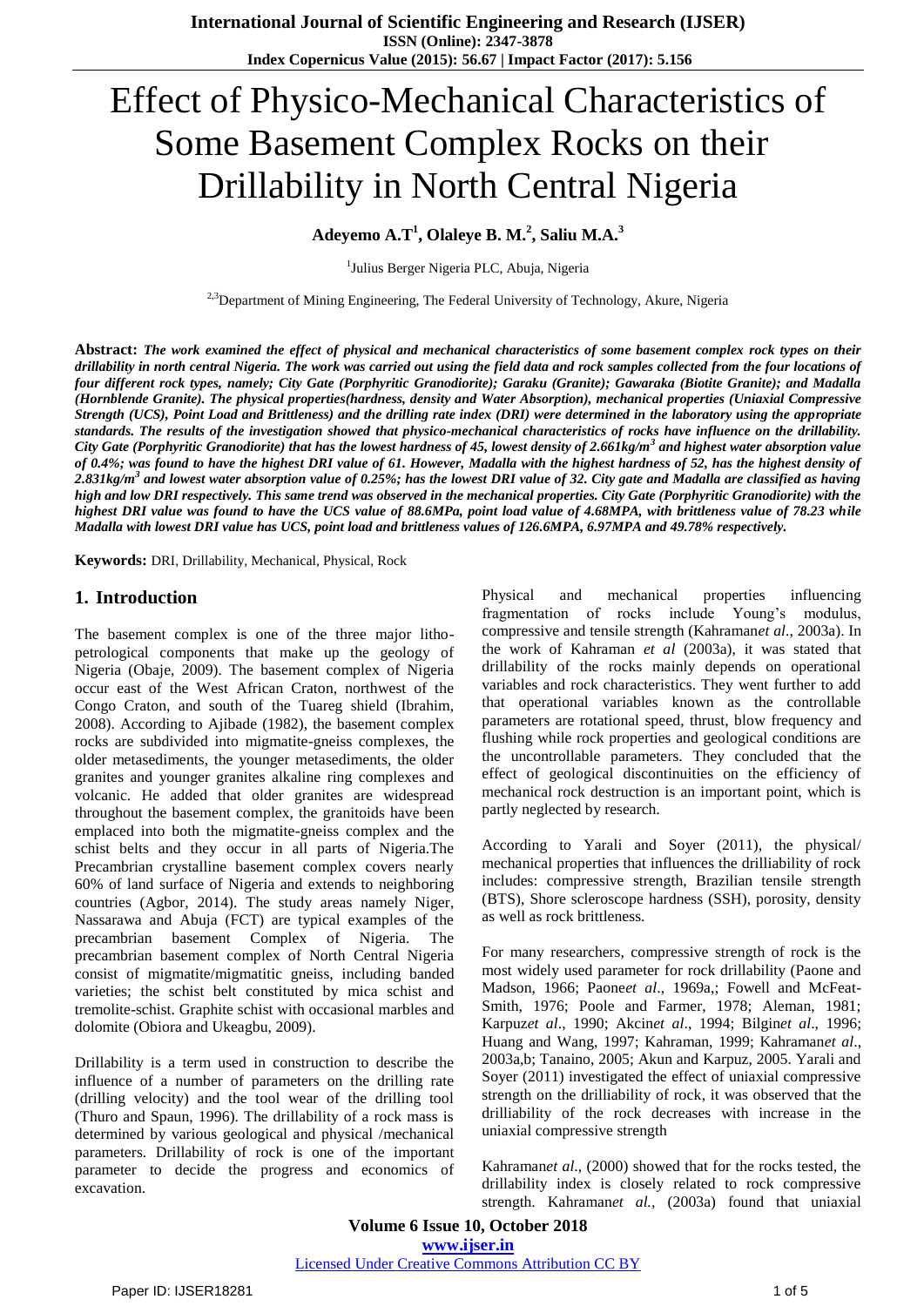# Effect of Physico-Mechanical Characteristics of Some Basement Complex Rocks on their Drillability in North Central Nigeria

**Adeyemo A.T[1], Olaleye B. M.[2], Saliu M.A.[3]**

[1]Julius Berger Nigeria PLC, Abuja, Nigeria

[2,3]Department of Mining Engineering, The Federal University of Technology, Akure, Nigeria

**Abstract:** ***The work examined the effect of physical and mechanical characteristics of some basement complex rock types on their drillability in north central Nigeria. The work was carried out using the field data and rock samples collected from the four locations of four different rock types, namely; City Gate (Porphyritic Granodiorite); Garaku (Granite); Gawaraka (Biotite Granite); and Madalla (Hornblende Granite). The physical properties(hardness, density and Water Absorption), mechanical properties (Uniaxial Compressive Strength (UCS), Point Load and Brittleness) and the drilling rate index (DRI) were determined in the laboratory using the appropriate standards. The results of the investigation showed that physico-mechanical characteristics of rocks have influence on the drillability. City Gate (Porphyritic Granodiorite) that has the lowest hardness of 45, lowest density of 2.661kg/m$^3$ and highest water absorption value of 0.4%; was found to have the highest DRI value of 61. However, Madalla with the highest hardness of 52, has the highest density of 2.831kg/m$^3$ and lowest water absorption value of 0.25%; has the lowest DRI value of 32. City gate and Madalla are classified as having high and low DRI respectively. This same trend was observed in the mechanical properties. City Gate (Porphyritic Granodiorite) with the highest DRI value was found to have the UCS value of 88.6MPa, point load value of 4.68MPA, with brittleness value of 78.23 while Madalla with lowest DRI value has UCS, point load and brittleness values of 126.6MPA, 6.97MPA and 49.78% respectively.***

**Keywords:** DRI, Drillability, Mechanical, Physical, Rock

## 1. Introduction

The basement complex is one of the three major litho-petrological components that make up the geology of Nigeria (Obaje, 2009). The basement complex of Nigeria occur east of the West African Craton, northwest of the Congo Craton, and south of the Tuareg shield (Ibrahim, 2008). According to Ajibade (1982), the basement complex rocks are subdivided into migmatite-gneiss complexes, the older metasediments, the younger metasediments, the older granites and younger granites alkaline ring complexes and volcanic. He added that older granites are widespread throughout the basement complex, the granitoids have been emplaced into both the migmatite-gneiss complex and the schist belts and they occur in all parts of Nigeria.The Precambrian crystalline basement complex covers nearly 60% of land surface of Nigeria and extends to neighboring countries (Agbor, 2014). The study areas namely Niger, Nassarawa and Abuja (FCT) are typical examples of the precambrian basement Complex of Nigeria. The precambrian basement complex of North Central Nigeria consist of migmatite/migmatitic gneiss, including banded varieties; the schist belt constituted by mica schist and tremolite-schist. Graphite schist with occasional marbles and dolomite (Obiora and Ukeagbu, 2009).

Drillability is a term used in construction to describe the influence of a number of parameters on the drilling rate (drilling velocity) and the tool wear of the drilling tool (Thuro and Spaun, 1996). The drillability of a rock mass is determined by various geological and physical /mechanical parameters. Drillability of rock is one of the important parameter to decide the progress and economics of excavation.

Physical and mechanical properties influencing fragmentation of rocks include Young's modulus, compressive and tensile strength (Kahraman*et al*., 2003a). In the work of Kahraman *et al* (2003a), it was stated that drillability of the rocks mainly depends on operational variables and rock characteristics. They went further to add that operational variables known as the controllable parameters are rotational speed, thrust, blow frequency and flushing while rock properties and geological conditions are the uncontrollable parameters. They concluded that the effect of geological discontinuities on the efficiency of mechanical rock destruction is an important point, which is partly neglected by research.

According to Yarali and Soyer (2011), the physical/ mechanical properties that influences the drilliability of rock includes: compressive strength, Brazilian tensile strength (BTS), Shore scleroscope hardness (SSH), porosity, density as well as rock brittleness.

For many researchers, compressive strength of rock is the most widely used parameter for rock drillability (Paone and Madson, 1966; Paone*et al*., 1969a,; Fowell and McFeat-Smith, 1976; Poole and Farmer, 1978; Aleman, 1981; Karpuz*et al*., 1990; Akcin*et al*., 1994; Bilgin*et al*., 1996; Huang and Wang, 1997; Kahraman, 1999; Kahraman*et al*., 2003a,b; Tanaino, 2005; Akun and Karpuz, 2005. Yarali and Soyer (2011) investigated the effect of uniaxial compressive strength on the drilliability of rock, it was observed that the drilliability of the rock decreases with increase in the uniaxial compressive strength

Kahraman*et al*., (2000) showed that for the rocks tested, the drillability index is closely related to rock compressive strength. Kahraman*et al.,* (2003a) found that uniaxial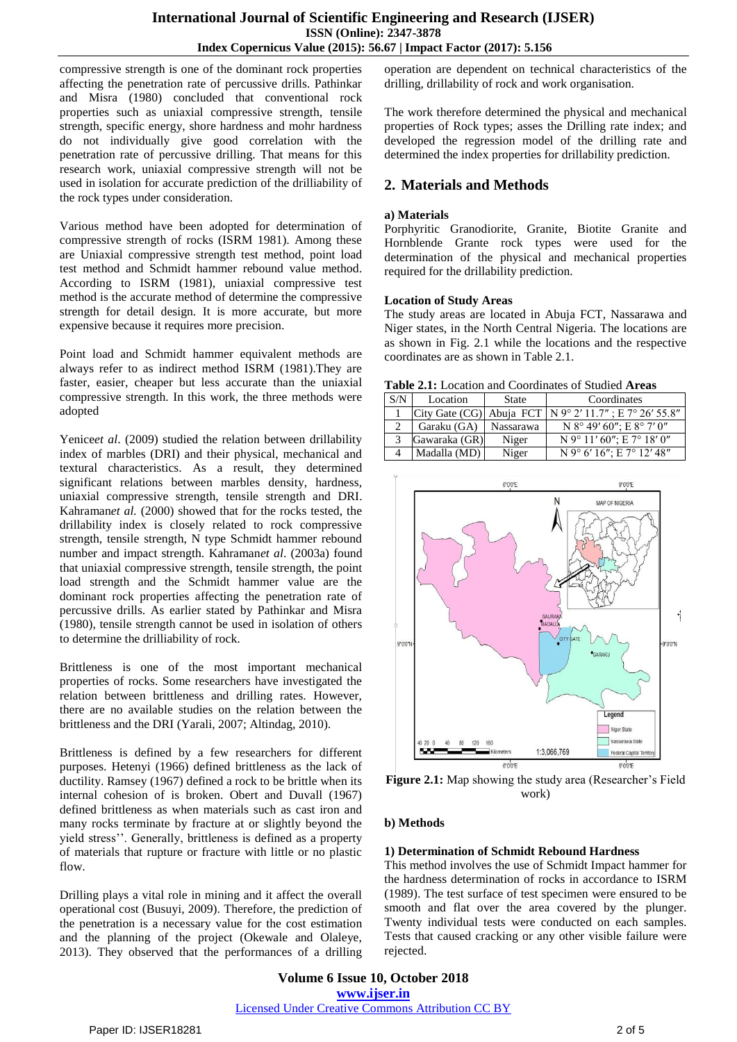compressive strength is one of the dominant rock properties affecting the penetration rate of percussive drills. Pathinkar and Misra (1980) concluded that conventional rock properties such as uniaxial compressive strength, tensile strength, specific energy, shore hardness and mohr hardness do not individually give good correlation with the penetration rate of percussive drilling. That means for this research work, uniaxial compressive strength will not be used in isolation for accurate prediction of the drilliability of the rock types under consideration.

Various method have been adopted for determination of compressive strength of rocks (ISRM 1981). Among these are Uniaxial compressive strength test method, point load test method and Schmidt hammer rebound value method. According to ISRM (1981), uniaxial compressive test method is the accurate method of determine the compressive strength for detail design. It is more accurate, but more expensive because it requires more precision.

Point load and Schmidt hammer equivalent methods are always refer to as indirect method ISRM (1981).They are faster, easier, cheaper but less accurate than the uniaxial compressive strength. In this work, the three methods were adopted

Yenice*et al*. (2009) studied the relation between drillability index of marbles (DRI) and their physical, mechanical and textural characteristics. As a result, they determined significant relations between marbles density, hardness, uniaxial compressive strength, tensile strength and DRI. Kahraman*et al.* (2000) showed that for the rocks tested, the drillability index is closely related to rock compressive strength, tensile strength, N type Schmidt hammer rebound number and impact strength. Kahraman*et al*. (2003a) found that uniaxial compressive strength, tensile strength, the point load strength and the Schmidt hammer value are the dominant rock properties affecting the penetration rate of percussive drills. As earlier stated by Pathinkar and Misra (1980), tensile strength cannot be used in isolation of others to determine the drilliability of rock.

Brittleness is one of the most important mechanical properties of rocks. Some researchers have investigated the relation between brittleness and drilling rates. However, there are no available studies on the relation between the brittleness and the DRI (Yarali, 2007; Altindag, 2010).

Brittleness is defined by a few researchers for different purposes. Hetenyi (1966) defined brittleness as the lack of ductility. Ramsey (1967) defined a rock to be brittle when its internal cohesion of is broken. Obert and Duvall (1967) defined brittleness as when materials such as cast iron and many rocks terminate by fracture at or slightly beyond the yield stress''. Generally, brittleness is defined as a property of materials that rupture or fracture with little or no plastic flow.

Drilling plays a vital role in mining and it affect the overall operational cost (Busuyi, 2009). Therefore, the prediction of the penetration is a necessary value for the cost estimation and the planning of the project (Okewale and Olaleye, 2013). They observed that the performances of a drilling operation are dependent on technical characteristics of the drilling, drillability of rock and work organisation.

The work therefore determined the physical and mechanical properties of Rock types; asses the Drilling rate index; and developed the regression model of the drilling rate and determined the index properties for drillability prediction.

## 2. Materials and Methods

### a) Materials

Porphyritic Granodiorite, Granite, Biotite Granite and Hornblende Grante rock types were used for the determination of the physical and mechanical properties required for the drillability prediction.

#### Location of Study Areas

The study areas are located in Abuja FCT, Nassarawa and Niger states, in the North Central Nigeria. The locations are as shown in Fig. 2.1 while the locations and the respective coordinates are as shown in Table 2.1.

**Table 2.1:** Location and Coordinates of Studied **Areas**

| S/N | Location | State | Coordinates |
|---|---|---|---|
| 1 | City Gate (CG) | Abuja FCT | N 9° 2′ 11.7″ ; E 7° 26′ 55.8″ |
| 2 | Garaku (GA) | Nassarawa | N 8° 49′ 60″; E 8° 7′ 0″ |
| 3 | Gawaraka (GR) | Niger | N 9° 11′ 60″; E 7° 18′ 0″ |
| 4 | Madalla (MD) | Niger | N 9° 6′ 16″; E 7° 12′ 48″ |

**Figure 2.1:** Map showing the study area (Researcher's Field work)

### b) Methods

#### 1) Determination of Schmidt Rebound Hardness

This method involves the use of Schmidt Impact hammer for the hardness determination of rocks in accordance to ISRM (1989). The test surface of test specimen were ensured to be smooth and flat over the area covered by the plunger. Twenty individual tests were conducted on each samples. Tests that caused cracking or any other visible failure were rejected.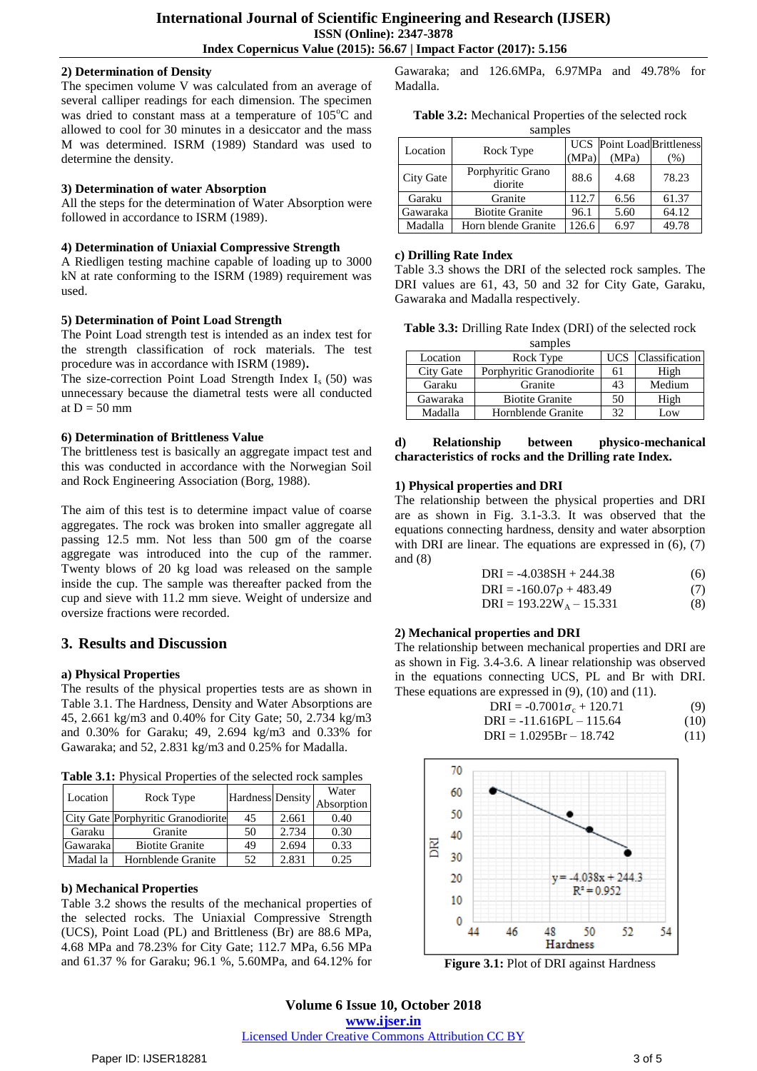**2) Determination of Density**

The specimen volume V was calculated from an average of several calliper readings for each dimension. The specimen was dried to constant mass at a temperature of 105°C and allowed to cool for 30 minutes in a desiccator and the mass M was determined. ISRM (1989) Standard was used to determine the density.

**3) Determination of water Absorption**

All the steps for the determination of Water Absorption were followed in accordance to ISRM (1989).

**4) Determination of Uniaxial Compressive Strength**

A Riedligen testing machine capable of loading up to 3000 kN at rate conforming to the ISRM (1989) requirement was used.

**5) Determination of Point Load Strength**

The Point Load strength test is intended as an index test for the strength classification of rock materials. The test procedure was in accordance with ISRM (1989).

The size-correction Point Load Strength Index $I_s$ (50) was unnecessary because the diametral tests were all conducted at D = 50 mm

**6) Determination of Brittleness Value**

The brittleness test is basically an aggregate impact test and this was conducted in accordance with the Norwegian Soil and Rock Engineering Association (Borg, 1988).

The aim of this test is to determine impact value of coarse aggregates. The rock was broken into smaller aggregate all passing 12.5 mm. Not less than 500 gm of the coarse aggregate was introduced into the cup of the rammer. Twenty blows of 20 kg load was released on the sample inside the cup. The sample was thereafter packed from the cup and sieve with 11.2 mm sieve. Weight of undersize and oversize fractions were recorded.

## 3. Results and Discussion

**a) Physical Properties**

The results of the physical properties tests are as shown in Table 3.1. The Hardness, Density and Water Absorptions are 45, 2.661 kg/m3 and 0.40% for City Gate; 50, 2.734 kg/m3 and 0.30% for Garaku; 49, 2.694 kg/m3 and 0.33% for Gawaraka; and 52, 2.831 kg/m3 and 0.25% for Madalla.

**Table 3.1:** Physical Properties of the selected rock samples

| Location | Rock Type | Hardness | Density | Water Absorption |
|---|---|---|---|---|
| City Gate | Porphyritic Granodiorite | 45 | 2.661 | 0.40 |
| Garaku | Granite | 50 | 2.734 | 0.30 |
| Gawaraka | Biotite Granite | 49 | 2.694 | 0.33 |
| Madal la | Hornblende Granite | 52 | 2.831 | 0.25 |

**b) Mechanical Properties**

Table 3.2 shows the results of the mechanical properties of the selected rocks. The Uniaxial Compressive Strength (UCS), Point Load (PL) and Brittleness (Br) are 88.6 MPa, 4.68 MPa and 78.23% for City Gate; 112.7 MPa, 6.56 MPa and 61.37 % for Garaku; 96.1 %, 5.60MPa, and 64.12% for Gawaraka; and 126.6MPa, 6.97MPa and 49.78% for Madalla.

**Table 3.2:** Mechanical Properties of the selected rock samples

| Location | Rock Type | UCS (MPa) | Point Load (MPa) | Brittleness (%) |
|---|---|---|---|---|
| City Gate | Porphyritic Grano diorite | 88.6 | 4.68 | 78.23 |
| Garaku | Granite | 112.7 | 6.56 | 61.37 |
| Gawaraka | Biotite Granite | 96.1 | 5.60 | 64.12 |
| Madalla | Horn blende Granite | 126.6 | 6.97 | 49.78 |

**c) Drilling Rate Index**

Table 3.3 shows the DRI of the selected rock samples. The DRI values are 61, 43, 50 and 32 for City Gate, Garaku, Gawaraka and Madalla respectively.

**Table 3.3:** Drilling Rate Index (DRI) of the selected rock samples

| Location | Rock Type | UCS | Classification |
|---|---|---|---|
| City Gate | Porphyritic Granodiorite | 61 | High |
| Garaku | Granite | 43 | Medium |
| Gawaraka | Biotite Granite | 50 | High |
| Madalla | Hornblende Granite | 32 | Low |

**d) Relationship between physico-mechanical characteristics of rocks and the Drilling rate Index.**

**1) Physical properties and DRI**

The relationship between the physical properties and DRI are as shown in Fig. 3.1-3.3. It was observed that the equations connecting hardness, density and water absorption with DRI are linear. The equations are expressed in (6), (7) and (8)

$$DRI = -4.038SH + 244.38 \quad (6)$$

$$DRI = -160.07\rho + 483.49 \quad (7)$$

$$DRI = 193.22W_A - 15.331 \quad (8)$$

**2) Mechanical properties and DRI**

The relationship between mechanical properties and DRI are as shown in Fig. 3.4-3.6. A linear relationship was observed in the equations connecting UCS, PL and Br with DRI. These equations are expressed in (9), (10) and (11).

$$DRI = -0.7001\sigma_c + 120.71 \quad (9)$$

$$DRI = -11.616PL - 115.64 \quad (10)$$

$$DRI = 1.0295Br - 18.742 \quad (11)$$

**Figure 3.1:** Plot of DRI against Hardness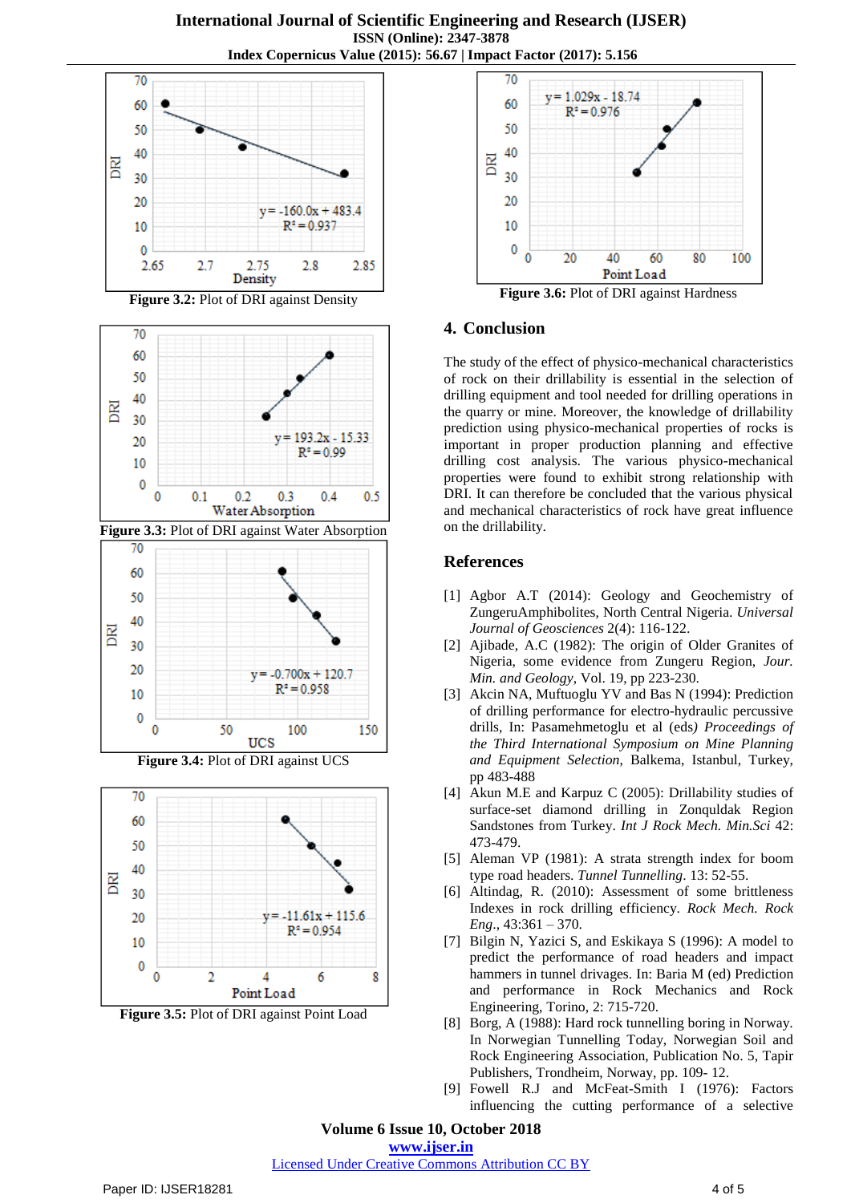Figure 3.2: Plot of DRI against Density

Figure 3.3: Plot of DRI against Water Absorption

Figure 3.4: Plot of DRI against UCS

Figure 3.5: Plot of DRI against Point Load

Figure 3.6: Plot of DRI against Hardness

## 4. Conclusion

The study of the effect of physico-mechanical characteristics of rock on their drillability is essential in the selection of drilling equipment and tool needed for drilling operations in the quarry or mine. Moreover, the knowledge of drillability prediction using physico-mechanical properties of rocks is important in proper production planning and effective drilling cost analysis. The various physico-mechanical properties were found to exhibit strong relationship with DRI. It can therefore be concluded that the various physical and mechanical characteristics of rock have great influence on the drillability.

## References

[1] Agbor A.T (2014): Geology and Geochemistry of ZungeruAmphibolites, North Central Nigeria. *Universal Journal of Geosciences* 2(4): 116-122.

[2] Ajibade, A.C (1982): The origin of Older Granites of Nigeria, some evidence from Zungeru Region, *Jour. Min. and Geology*, Vol. 19, pp 223-230.

[3] Akcin NA, Muftuoglu YV and Bas N (1994): Prediction of drilling performance for electro-hydraulic percussive drills, In: Pasamehmetoglu et al (eds) *Proceedings of the Third International Symposium on Mine Planning and Equipment Selection*, Balkema, Istanbul, Turkey, pp 483-488

[4] Akun M.E and Karpuz C (2005): Drillability studies of surface-set diamond drilling in Zonquldak Region Sandstones from Turkey. *Int J Rock Mech. Min.Sci* 42: 473-479.

[5] Aleman VP (1981): A strata strength index for boom type road headers. *Tunnel Tunnelling*. 13: 52-55.

[6] Altindag, R. (2010): Assessment of some brittleness Indexes in rock drilling efficiency. *Rock Mech. Rock Eng.*, 43:361 – 370.

[7] Bilgin N, Yazici S, and Eskikaya S (1996): A model to predict the performance of road headers and impact hammers in tunnel drivages. In: Baria M (ed) Prediction and performance in Rock Mechanics and Rock Engineering, Torino, 2: 715-720.

[8] Borg, A (1988): Hard rock tunnelling boring in Norway. In Norwegian Tunnelling Today, Norwegian Soil and Rock Engineering Association, Publication No. 5, Tapir Publishers, Trondheim, Norway, pp. 109- 12.

[9] Fowell R.J and McFeat-Smith I (1976): Factors influencing the cutting performance of a selective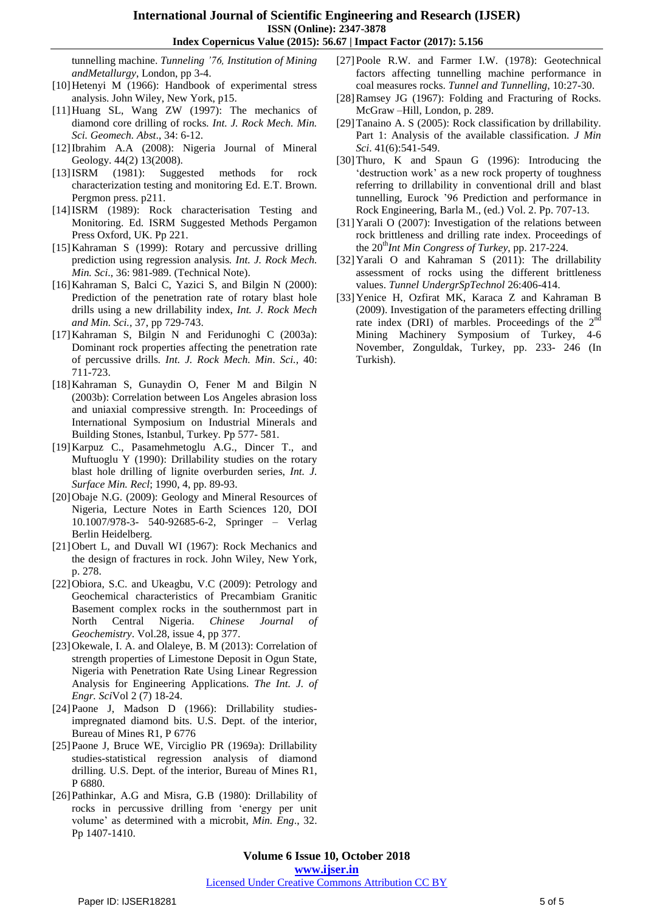tunnelling machine. *Tunneling '76, Institution of Mining andMetallurgy*, London, pp 3-4.

[10] Hetenyi M (1966): Handbook of experimental stress analysis. John Wiley, New York, p15.

[11] Huang SL, Wang ZW (1997): The mechanics of diamond core drilling of rocks. *Int. J. Rock Mech. Min. Sci. Geomech. Abst*., 34: 6-12.

[12] Ibrahim A.A (2008): Nigeria Journal of Mineral Geology. 44(2) 13(2008).

[13] ISRM (1981): Suggested methods for rock characterization testing and monitoring Ed. E.T. Brown. Pergmon press. p211.

[14] ISRM (1989): Rock characterisation Testing and Monitoring. Ed. ISRM Suggested Methods Pergamon Press Oxford, UK. Pp 221.

[15] Kahraman S (1999): Rotary and percussive drilling prediction using regression analysis. *Int. J. Rock Mech. Min. Sci*., 36: 981-989. (Technical Note).

[16] Kahraman S, Balci C, Yazici S, and Bilgin N (2000): Prediction of the penetration rate of rotary blast hole drills using a new drillability index, *Int. J. Rock Mech and Min. Sci.*, 37, pp 729-743.

[17] Kahraman S, Bilgin N and Feridunoghi C (2003a): Dominant rock properties affecting the penetration rate of percussive drills. *Int. J. Rock Mech. Min. Sci.*, 40: 711-723.

[18] Kahraman S, Gunaydin O, Fener M and Bilgin N (2003b): Correlation between Los Angeles abrasion loss and uniaxial compressive strength. In: Proceedings of International Symposium on Industrial Minerals and Building Stones, Istanbul, Turkey. Pp 577- 581.

[19] Karpuz C., Pasamehmetoglu A.G., Dincer T., and Muftuoglu Y (1990): Drillability studies on the rotary blast hole drilling of lignite overburden series, *Int. J. Surface Min. Recl*; 1990, 4, pp. 89-93.

[20] Obaje N.G. (2009): Geology and Mineral Resources of Nigeria, Lecture Notes in Earth Sciences 120, DOI 10.1007/978-3- 540-92685-6-2, Springer – Verlag Berlin Heidelberg.

[21] Obert L, and Duvall WI (1967): Rock Mechanics and the design of fractures in rock. John Wiley, New York, p. 278.

[22] Obiora, S.C. and Ukeagbu, V.C (2009): Petrology and Geochemical characteristics of Precambiam Granitic Basement complex rocks in the southernmost part in North Central Nigeria. *Chinese Journal of Geochemistry*. Vol.28, issue 4, pp 377.

[23] Okewale, I. A. and Olaleye, B. M (2013): Correlation of strength properties of Limestone Deposit in Ogun State, Nigeria with Penetration Rate Using Linear Regression Analysis for Engineering Applications. *The Int. J. of Engr. Sci*Vol 2 (7) 18-24.

[24] Paone J, Madson D (1966): Drillability studies-impregnated diamond bits. U.S. Dept. of the interior, Bureau of Mines R1, P 6776

[25] Paone J, Bruce WE, Virciglio PR (1969a): Drillability studies-statistical regression analysis of diamond drilling. U.S. Dept. of the interior, Bureau of Mines R1, P 6880.

[26] Pathinkar, A.G and Misra, G.B (1980): Drillability of rocks in percussive drilling from 'energy per unit volume' as determined with a microbit, *Min. Eng*., 32. Pp 1407-1410.

[27] Poole R.W. and Farmer I.W. (1978): Geotechnical factors affecting tunnelling machine performance in coal measures rocks. *Tunnel and Tunnelling*, 10:27-30.

[28] Ramsey JG (1967): Folding and Fracturing of Rocks. McGraw –Hill, London, p. 289.

[29] Tanaino A. S (2005): Rock classification by drillability. Part 1: Analysis of the available classification. *J Min Sci*. 41(6):541-549.

[30] Thuro, K and Spaun G (1996): Introducing the 'destruction work' as a new rock property of toughness referring to drillability in conventional drill and blast tunnelling, Eurock '96 Prediction and performance in Rock Engineering, Barla M., (ed.) Vol. 2. Pp. 707-13.

[31] Yarali O (2007): Investigation of the relations between rock brittleness and drilling rate index. Proceedings of the 20th *Int Min Congress of Turkey*, pp. 217-224.

[32] Yarali O and Kahraman S (2011): The drillability assessment of rocks using the different brittleness values. *Tunnel UndergrSpTechnol* 26:406-414.

[33] Yenice H, Ozfirat MK, Karaca Z and Kahraman B (2009). Investigation of the parameters effecting drilling rate index (DRI) of marbles. Proceedings of the 2nd Mining Machinery Symposium of Turkey, 4-6 November, Zonguldak, Turkey, pp. 233- 246 (In Turkish).